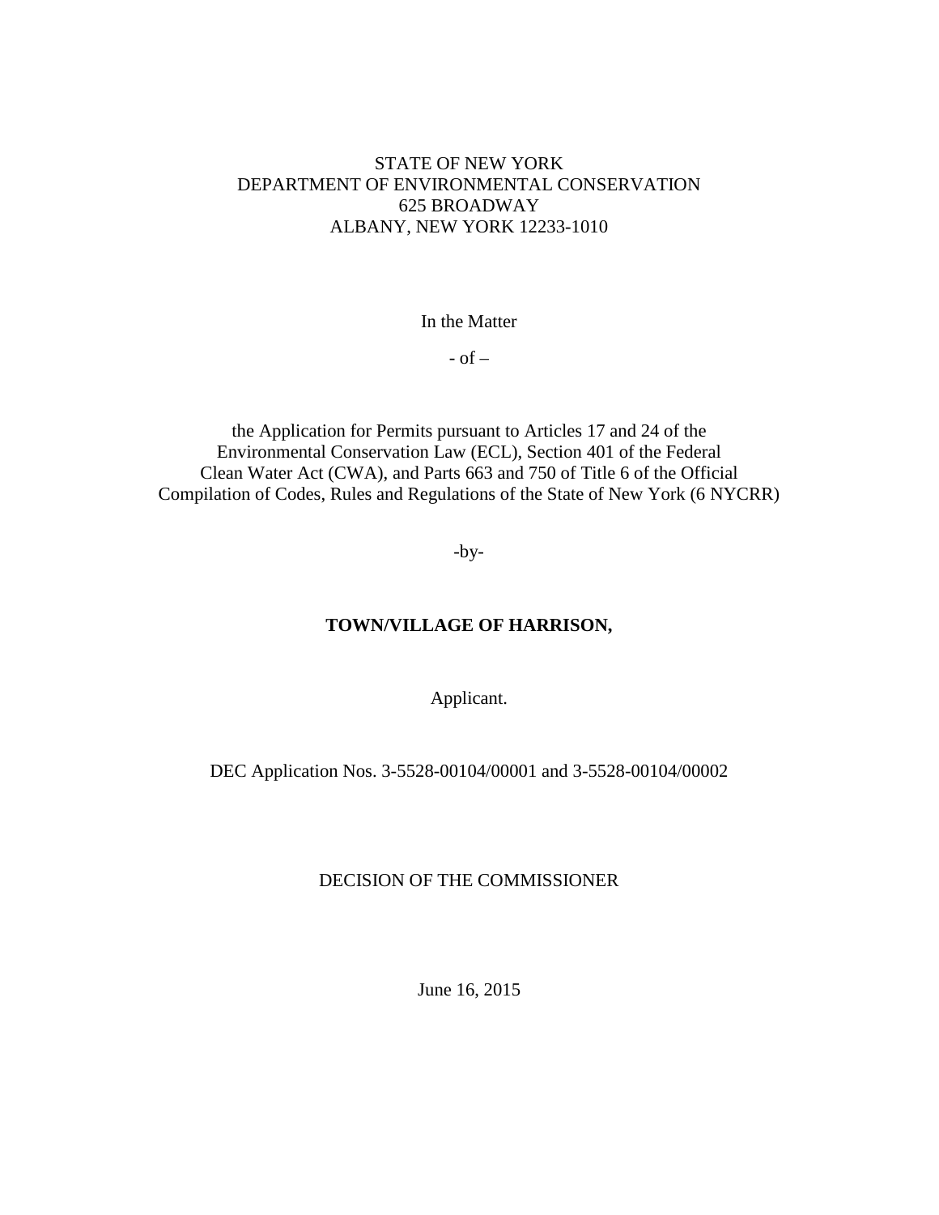STATE OF NEW YORK
DEPARTMENT OF ENVIRONMENTAL CONSERVATION
625 BROADWAY
ALBANY, NEW YORK 12233-1010

In the Matter

- of –

the Application for Permits pursuant to Articles 17 and 24 of the Environmental Conservation Law (ECL), Section 401 of the Federal Clean Water Act (CWA), and Parts 663 and 750 of Title 6 of the Official Compilation of Codes, Rules and Regulations of the State of New York (6 NYCRR)

-by-

**TOWN/VILLAGE OF HARRISON,**

Applicant.

DEC Application Nos. 3-5528-00104/00001 and 3-5528-00104/00002

DECISION OF THE COMMISSIONER

June 16, 2015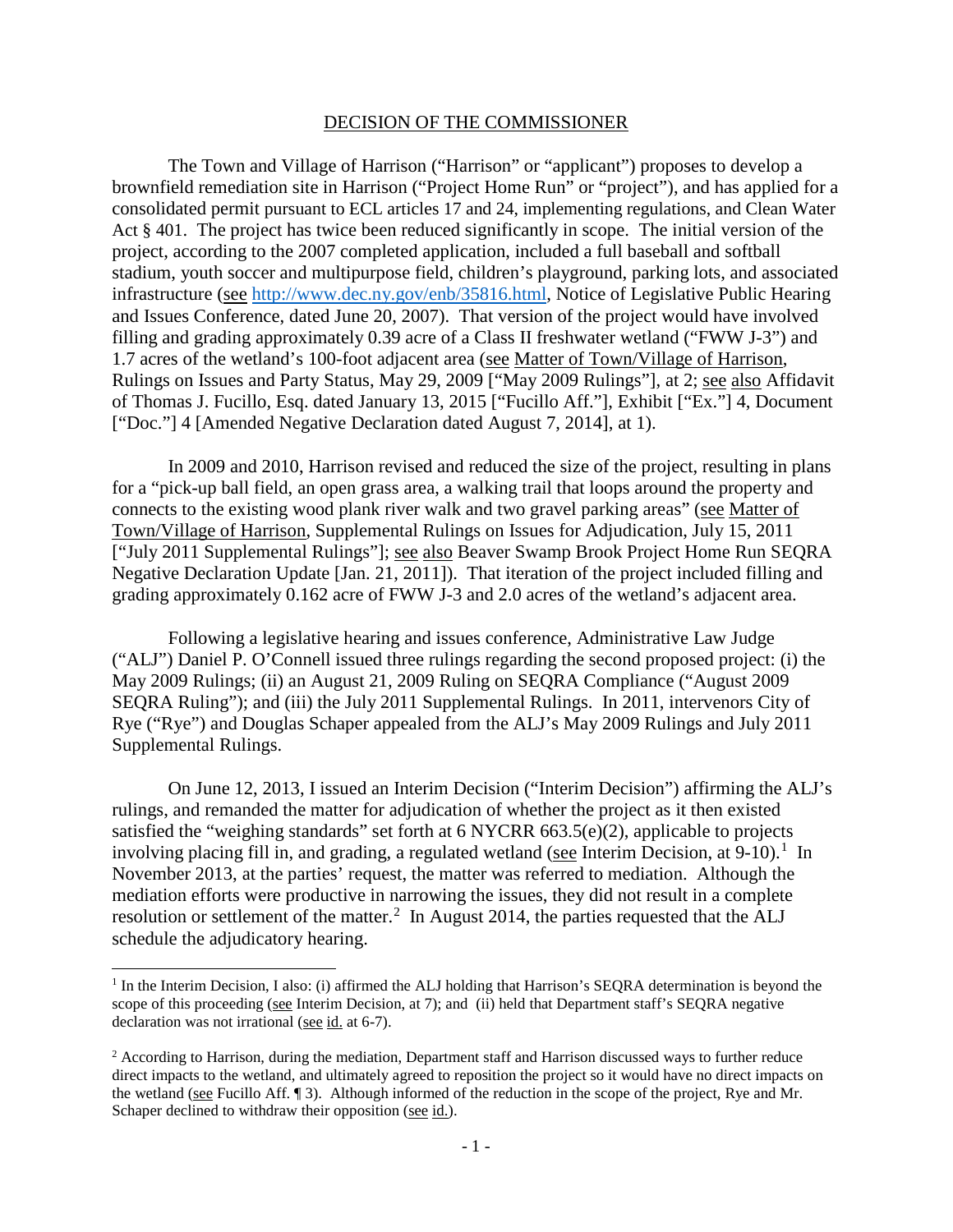## DECISION OF THE COMMISSIONER

The Town and Village of Harrison ("Harrison" or "applicant") proposes to develop a brownfield remediation site in Harrison ("Project Home Run" or "project"), and has applied for a consolidated permit pursuant to ECL articles 17 and 24, implementing regulations, and Clean Water Act § 401. The project has twice been reduced significantly in scope. The initial version of the project, according to the 2007 completed application, included a full baseball and softball stadium, youth soccer and multipurpose field, children's playground, parking lots, and associated infrastructure (see http://www.dec.ny.gov/enb/35816.html, Notice of Legislative Public Hearing and Issues Conference, dated June 20, 2007). That version of the project would have involved filling and grading approximately 0.39 acre of a Class II freshwater wetland ("FWW J-3") and 1.7 acres of the wetland's 100-foot adjacent area (see Matter of Town/Village of Harrison, Rulings on Issues and Party Status, May 29, 2009 ["May 2009 Rulings"], at 2; see also Affidavit of Thomas J. Fucillo, Esq. dated January 13, 2015 ["Fucillo Aff."], Exhibit ["Ex."] 4, Document ["Doc."] 4 [Amended Negative Declaration dated August 7, 2014], at 1).

In 2009 and 2010, Harrison revised and reduced the size of the project, resulting in plans for a "pick-up ball field, an open grass area, a walking trail that loops around the property and connects to the existing wood plank river walk and two gravel parking areas" (see Matter of Town/Village of Harrison, Supplemental Rulings on Issues for Adjudication, July 15, 2011 ["July 2011 Supplemental Rulings"]; see also Beaver Swamp Brook Project Home Run SEQRA Negative Declaration Update [Jan. 21, 2011]). That iteration of the project included filling and grading approximately 0.162 acre of FWW J-3 and 2.0 acres of the wetland's adjacent area.

Following a legislative hearing and issues conference, Administrative Law Judge ("ALJ") Daniel P. O'Connell issued three rulings regarding the second proposed project: (i) the May 2009 Rulings; (ii) an August 21, 2009 Ruling on SEQRA Compliance ("August 2009 SEQRA Ruling"); and (iii) the July 2011 Supplemental Rulings. In 2011, intervenors City of Rye ("Rye") and Douglas Schaper appealed from the ALJ's May 2009 Rulings and July 2011 Supplemental Rulings.

On June 12, 2013, I issued an Interim Decision ("Interim Decision") affirming the ALJ's rulings, and remanded the matter for adjudication of whether the project as it then existed satisfied the "weighing standards" set forth at 6 NYCRR 663.5(e)(2), applicable to projects involving placing fill in, and grading, a regulated wetland (see Interim Decision, at 9-10).[1] In November 2013, at the parties' request, the matter was referred to mediation. Although the mediation efforts were productive in narrowing the issues, they did not result in a complete resolution or settlement of the matter.[2] In August 2014, the parties requested that the ALJ schedule the adjudicatory hearing.

---

[1] In the Interim Decision, I also: (i) affirmed the ALJ holding that Harrison's SEQRA determination is beyond the scope of this proceeding (see Interim Decision, at 7); and (ii) held that Department staff's SEQRA negative declaration was not irrational (see id. at 6-7).

[2] According to Harrison, during the mediation, Department staff and Harrison discussed ways to further reduce direct impacts to the wetland, and ultimately agreed to reposition the project so it would have no direct impacts on the wetland (see Fucillo Aff. ¶ 3). Although informed of the reduction in the scope of the project, Rye and Mr. Schaper declined to withdraw their opposition (see id.).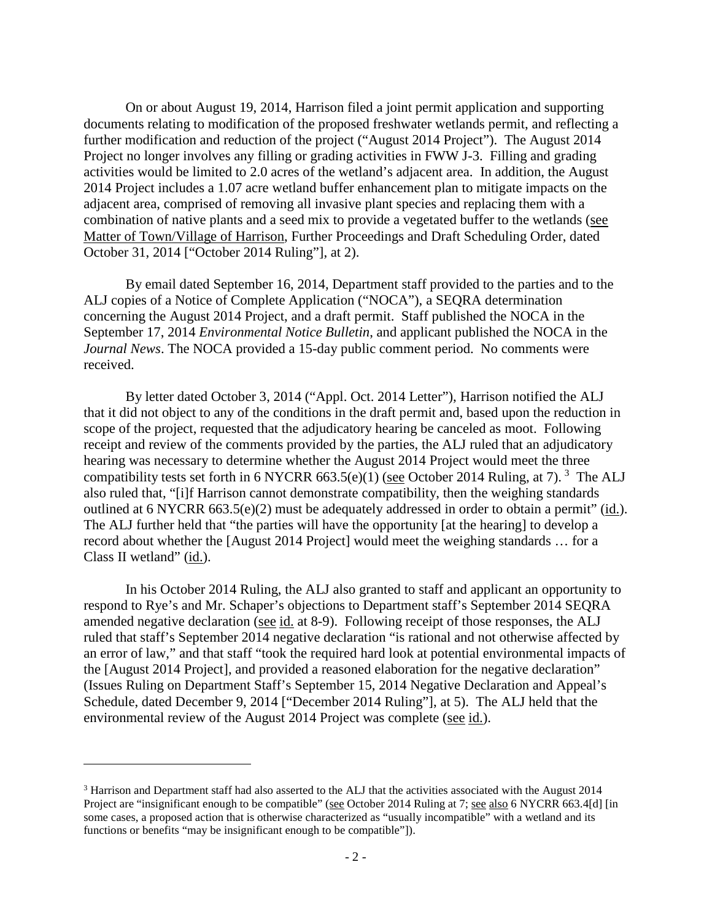On or about August 19, 2014, Harrison filed a joint permit application and supporting documents relating to modification of the proposed freshwater wetlands permit, and reflecting a further modification and reduction of the project ("August 2014 Project"). The August 2014 Project no longer involves any filling or grading activities in FWW J-3. Filling and grading activities would be limited to 2.0 acres of the wetland's adjacent area. In addition, the August 2014 Project includes a 1.07 acre wetland buffer enhancement plan to mitigate impacts on the adjacent area, comprised of removing all invasive plant species and replacing them with a combination of native plants and a seed mix to provide a vegetated buffer to the wetlands (see Matter of Town/Village of Harrison, Further Proceedings and Draft Scheduling Order, dated October 31, 2014 ["October 2014 Ruling"], at 2).

By email dated September 16, 2014, Department staff provided to the parties and to the ALJ copies of a Notice of Complete Application ("NOCA"), a SEQRA determination concerning the August 2014 Project, and a draft permit. Staff published the NOCA in the September 17, 2014 *Environmental Notice Bulletin*, and applicant published the NOCA in the *Journal News*. The NOCA provided a 15-day public comment period. No comments were received.

By letter dated October 3, 2014 ("Appl. Oct. 2014 Letter"), Harrison notified the ALJ that it did not object to any of the conditions in the draft permit and, based upon the reduction in scope of the project, requested that the adjudicatory hearing be canceled as moot. Following receipt and review of the comments provided by the parties, the ALJ ruled that an adjudicatory hearing was necessary to determine whether the August 2014 Project would meet the three compatibility tests set forth in 6 NYCRR 663.5(e)(1) (see October 2014 Ruling, at 7).[3] The ALJ also ruled that, "[i]f Harrison cannot demonstrate compatibility, then the weighing standards outlined at 6 NYCRR 663.5(e)(2) must be adequately addressed in order to obtain a permit" (id.). The ALJ further held that "the parties will have the opportunity [at the hearing] to develop a record about whether the [August 2014 Project] would meet the weighing standards … for a Class II wetland" (id.).

In his October 2014 Ruling, the ALJ also granted to staff and applicant an opportunity to respond to Rye's and Mr. Schaper's objections to Department staff's September 2014 SEQRA amended negative declaration (see id. at 8-9). Following receipt of those responses, the ALJ ruled that staff's September 2014 negative declaration "is rational and not otherwise affected by an error of law," and that staff "took the required hard look at potential environmental impacts of the [August 2014 Project], and provided a reasoned elaboration for the negative declaration" (Issues Ruling on Department Staff's September 15, 2014 Negative Declaration and Appeal's Schedule, dated December 9, 2014 ["December 2014 Ruling"], at 5). The ALJ held that the environmental review of the August 2014 Project was complete (see id.).

[3] Harrison and Department staff had also asserted to the ALJ that the activities associated with the August 2014 Project are "insignificant enough to be compatible" (see October 2014 Ruling at 7; see also 6 NYCRR 663.4[d] [in some cases, a proposed action that is otherwise characterized as "usually incompatible" with a wetland and its functions or benefits "may be insignificant enough to be compatible"]).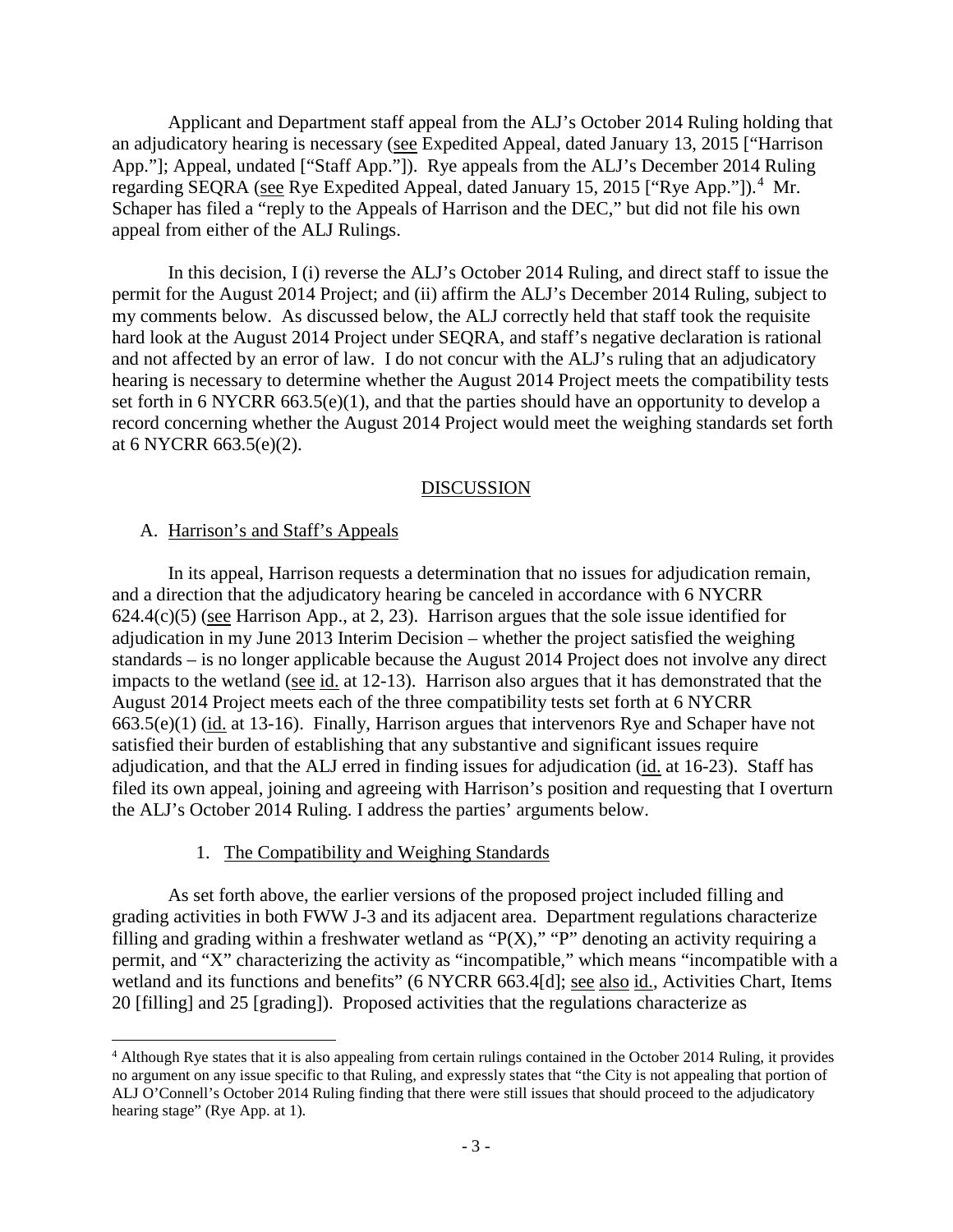Applicant and Department staff appeal from the ALJ's October 2014 Ruling holding that an adjudicatory hearing is necessary (see Expedited Appeal, dated January 13, 2015 ["Harrison App."]; Appeal, undated ["Staff App."]). Rye appeals from the ALJ's December 2014 Ruling regarding SEQRA (see Rye Expedited Appeal, dated January 15, 2015 ["Rye App."]).[4] Mr. Schaper has filed a "reply to the Appeals of Harrison and the DEC," but did not file his own appeal from either of the ALJ Rulings.

In this decision, I (i) reverse the ALJ's October 2014 Ruling, and direct staff to issue the permit for the August 2014 Project; and (ii) affirm the ALJ's December 2014 Ruling, subject to my comments below. As discussed below, the ALJ correctly held that staff took the requisite hard look at the August 2014 Project under SEQRA, and staff's negative declaration is rational and not affected by an error of law. I do not concur with the ALJ's ruling that an adjudicatory hearing is necessary to determine whether the August 2014 Project meets the compatibility tests set forth in 6 NYCRR 663.5(e)(1), and that the parties should have an opportunity to develop a record concerning whether the August 2014 Project would meet the weighing standards set forth at 6 NYCRR 663.5(e)(2).

## DISCUSSION

### A. Harrison's and Staff's Appeals

In its appeal, Harrison requests a determination that no issues for adjudication remain, and a direction that the adjudicatory hearing be canceled in accordance with 6 NYCRR 624.4(c)(5) (see Harrison App., at 2, 23). Harrison argues that the sole issue identified for adjudication in my June 2013 Interim Decision – whether the project satisfied the weighing standards – is no longer applicable because the August 2014 Project does not involve any direct impacts to the wetland (see id. at 12-13). Harrison also argues that it has demonstrated that the August 2014 Project meets each of the three compatibility tests set forth at 6 NYCRR 663.5(e)(1) (id. at 13-16). Finally, Harrison argues that intervenors Rye and Schaper have not satisfied their burden of establishing that any substantive and significant issues require adjudication, and that the ALJ erred in finding issues for adjudication (id. at 16-23). Staff has filed its own appeal, joining and agreeing with Harrison's position and requesting that I overturn the ALJ's October 2014 Ruling. I address the parties' arguments below.

#### 1. The Compatibility and Weighing Standards

As set forth above, the earlier versions of the proposed project included filling and grading activities in both FWW J-3 and its adjacent area. Department regulations characterize filling and grading within a freshwater wetland as "P(X)," "P" denoting an activity requiring a permit, and "X" characterizing the activity as "incompatible," which means "incompatible with a wetland and its functions and benefits" (6 NYCRR 663.4[d]; see also id., Activities Chart, Items 20 [filling] and 25 [grading]). Proposed activities that the regulations characterize as

[4] Although Rye states that it is also appealing from certain rulings contained in the October 2014 Ruling, it provides no argument on any issue specific to that Ruling, and expressly states that "the City is not appealing that portion of ALJ O'Connell's October 2014 Ruling finding that there were still issues that should proceed to the adjudicatory hearing stage" (Rye App. at 1).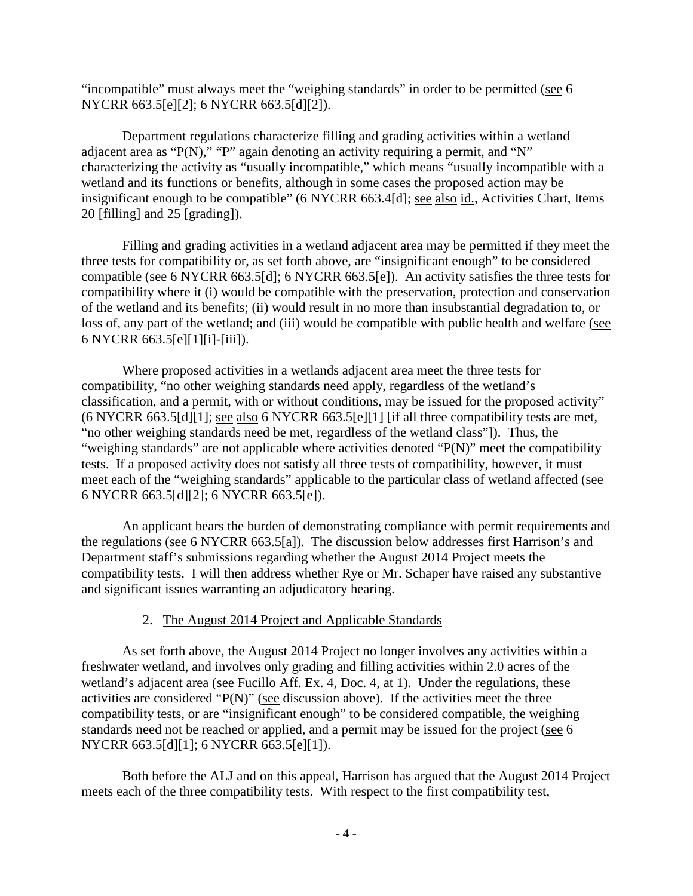"incompatible" must always meet the "weighing standards" in order to be permitted (see 6 NYCRR 663.5[e][2]; 6 NYCRR 663.5[d][2]).

Department regulations characterize filling and grading activities within a wetland adjacent area as "P(N)," "P" again denoting an activity requiring a permit, and "N" characterizing the activity as "usually incompatible," which means "usually incompatible with a wetland and its functions or benefits, although in some cases the proposed action may be insignificant enough to be compatible" (6 NYCRR 663.4[d]; see also id., Activities Chart, Items 20 [filling] and 25 [grading]).

Filling and grading activities in a wetland adjacent area may be permitted if they meet the three tests for compatibility or, as set forth above, are "insignificant enough" to be considered compatible (see 6 NYCRR 663.5[d]; 6 NYCRR 663.5[e]). An activity satisfies the three tests for compatibility where it (i) would be compatible with the preservation, protection and conservation of the wetland and its benefits; (ii) would result in no more than insubstantial degradation to, or loss of, any part of the wetland; and (iii) would be compatible with public health and welfare (see 6 NYCRR 663.5[e][1][i]-[iii]).

Where proposed activities in a wetlands adjacent area meet the three tests for compatibility, "no other weighing standards need apply, regardless of the wetland's classification, and a permit, with or without conditions, may be issued for the proposed activity" (6 NYCRR 663.5[d][1]; see also 6 NYCRR 663.5[e][1] [if all three compatibility tests are met, "no other weighing standards need be met, regardless of the wetland class"]). Thus, the "weighing standards" are not applicable where activities denoted "P(N)" meet the compatibility tests. If a proposed activity does not satisfy all three tests of compatibility, however, it must meet each of the "weighing standards" applicable to the particular class of wetland affected (see 6 NYCRR 663.5[d][2]; 6 NYCRR 663.5[e]).

An applicant bears the burden of demonstrating compliance with permit requirements and the regulations (see 6 NYCRR 663.5[a]). The discussion below addresses first Harrison's and Department staff's submissions regarding whether the August 2014 Project meets the compatibility tests. I will then address whether Rye or Mr. Schaper have raised any substantive and significant issues warranting an adjudicatory hearing.

### 2. The August 2014 Project and Applicable Standards

As set forth above, the August 2014 Project no longer involves any activities within a freshwater wetland, and involves only grading and filling activities within 2.0 acres of the wetland's adjacent area (see Fucillo Aff. Ex. 4, Doc. 4, at 1). Under the regulations, these activities are considered "P(N)" (see discussion above). If the activities meet the three compatibility tests, or are "insignificant enough" to be considered compatible, the weighing standards need not be reached or applied, and a permit may be issued for the project (see 6 NYCRR 663.5[d][1]; 6 NYCRR 663.5[e][1]).

Both before the ALJ and on this appeal, Harrison has argued that the August 2014 Project meets each of the three compatibility tests. With respect to the first compatibility test,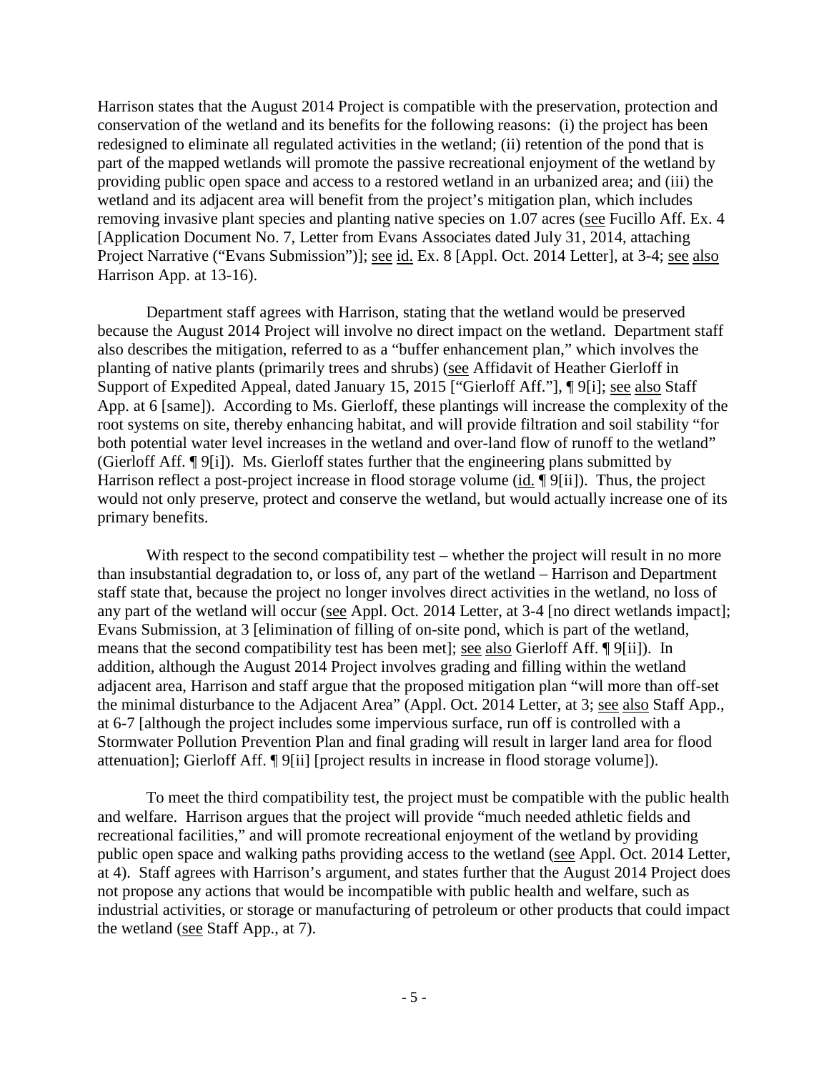Harrison states that the August 2014 Project is compatible with the preservation, protection and conservation of the wetland and its benefits for the following reasons: (i) the project has been redesigned to eliminate all regulated activities in the wetland; (ii) retention of the pond that is part of the mapped wetlands will promote the passive recreational enjoyment of the wetland by providing public open space and access to a restored wetland in an urbanized area; and (iii) the wetland and its adjacent area will benefit from the project's mitigation plan, which includes removing invasive plant species and planting native species on 1.07 acres (see Fucillo Aff. Ex. 4 [Application Document No. 7, Letter from Evans Associates dated July 31, 2014, attaching Project Narrative ("Evans Submission")]; see id. Ex. 8 [Appl. Oct. 2014 Letter], at 3-4; see also Harrison App. at 13-16).

Department staff agrees with Harrison, stating that the wetland would be preserved because the August 2014 Project will involve no direct impact on the wetland. Department staff also describes the mitigation, referred to as a "buffer enhancement plan," which involves the planting of native plants (primarily trees and shrubs) (see Affidavit of Heather Gierloff in Support of Expedited Appeal, dated January 15, 2015 ["Gierloff Aff."], ¶ 9[i]; see also Staff App. at 6 [same]). According to Ms. Gierloff, these plantings will increase the complexity of the root systems on site, thereby enhancing habitat, and will provide filtration and soil stability "for both potential water level increases in the wetland and over-land flow of runoff to the wetland" (Gierloff Aff. ¶ 9[i]). Ms. Gierloff states further that the engineering plans submitted by Harrison reflect a post-project increase in flood storage volume (id. ¶ 9[ii]). Thus, the project would not only preserve, protect and conserve the wetland, but would actually increase one of its primary benefits.

With respect to the second compatibility test – whether the project will result in no more than insubstantial degradation to, or loss of, any part of the wetland – Harrison and Department staff state that, because the project no longer involves direct activities in the wetland, no loss of any part of the wetland will occur (see Appl. Oct. 2014 Letter, at 3-4 [no direct wetlands impact]; Evans Submission, at 3 [elimination of filling of on-site pond, which is part of the wetland, means that the second compatibility test has been met]; see also Gierloff Aff. ¶ 9[ii]). In addition, although the August 2014 Project involves grading and filling within the wetland adjacent area, Harrison and staff argue that the proposed mitigation plan "will more than off-set the minimal disturbance to the Adjacent Area" (Appl. Oct. 2014 Letter, at 3; see also Staff App., at 6-7 [although the project includes some impervious surface, run off is controlled with a Stormwater Pollution Prevention Plan and final grading will result in larger land area for flood attenuation]; Gierloff Aff. ¶ 9[ii] [project results in increase in flood storage volume]).

To meet the third compatibility test, the project must be compatible with the public health and welfare. Harrison argues that the project will provide "much needed athletic fields and recreational facilities," and will promote recreational enjoyment of the wetland by providing public open space and walking paths providing access to the wetland (see Appl. Oct. 2014 Letter, at 4). Staff agrees with Harrison's argument, and states further that the August 2014 Project does not propose any actions that would be incompatible with public health and welfare, such as industrial activities, or storage or manufacturing of petroleum or other products that could impact the wetland (see Staff App., at 7).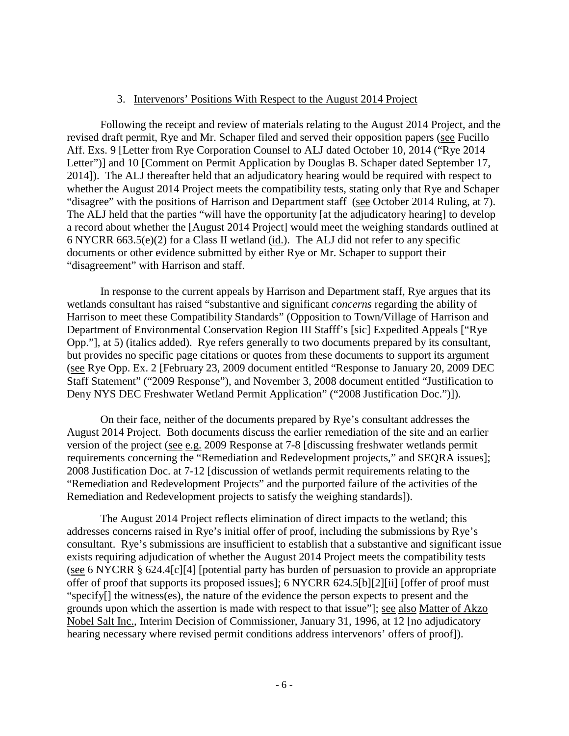### 3. Intervenors' Positions With Respect to the August 2014 Project

Following the receipt and review of materials relating to the August 2014 Project, and the revised draft permit, Rye and Mr. Schaper filed and served their opposition papers (see Fucillo Aff. Exs. 9 [Letter from Rye Corporation Counsel to ALJ dated October 10, 2014 ("Rye 2014 Letter")] and 10 [Comment on Permit Application by Douglas B. Schaper dated September 17, 2014]). The ALJ thereafter held that an adjudicatory hearing would be required with respect to whether the August 2014 Project meets the compatibility tests, stating only that Rye and Schaper "disagree" with the positions of Harrison and Department staff (see October 2014 Ruling, at 7). The ALJ held that the parties "will have the opportunity [at the adjudicatory hearing] to develop a record about whether the [August 2014 Project] would meet the weighing standards outlined at 6 NYCRR 663.5(e)(2) for a Class II wetland (id.). The ALJ did not refer to any specific documents or other evidence submitted by either Rye or Mr. Schaper to support their "disagreement" with Harrison and staff.

In response to the current appeals by Harrison and Department staff, Rye argues that its wetlands consultant has raised "substantive and significant *concerns* regarding the ability of Harrison to meet these Compatibility Standards" (Opposition to Town/Village of Harrison and Department of Environmental Conservation Region III Stafff's [sic] Expedited Appeals ["Rye Opp."], at 5) (italics added). Rye refers generally to two documents prepared by its consultant, but provides no specific page citations or quotes from these documents to support its argument (see Rye Opp. Ex. 2 [February 23, 2009 document entitled "Response to January 20, 2009 DEC Staff Statement" ("2009 Response"), and November 3, 2008 document entitled "Justification to Deny NYS DEC Freshwater Wetland Permit Application" ("2008 Justification Doc.")]).

On their face, neither of the documents prepared by Rye's consultant addresses the August 2014 Project. Both documents discuss the earlier remediation of the site and an earlier version of the project (see e.g. 2009 Response at 7-8 [discussing freshwater wetlands permit requirements concerning the "Remediation and Redevelopment projects," and SEQRA issues]; 2008 Justification Doc. at 7-12 [discussion of wetlands permit requirements relating to the "Remediation and Redevelopment Projects" and the purported failure of the activities of the Remediation and Redevelopment projects to satisfy the weighing standards]).

The August 2014 Project reflects elimination of direct impacts to the wetland; this addresses concerns raised in Rye's initial offer of proof, including the submissions by Rye's consultant. Rye's submissions are insufficient to establish that a substantive and significant issue exists requiring adjudication of whether the August 2014 Project meets the compatibility tests (see 6 NYCRR § 624.4[c][4] [potential party has burden of persuasion to provide an appropriate offer of proof that supports its proposed issues]; 6 NYCRR 624.5[b][2][ii] [offer of proof must "specify[] the witness(es), the nature of the evidence the person expects to present and the grounds upon which the assertion is made with respect to that issue"]; see also Matter of Akzo Nobel Salt Inc., Interim Decision of Commissioner, January 31, 1996, at 12 [no adjudicatory hearing necessary where revised permit conditions address intervenors' offers of proof]).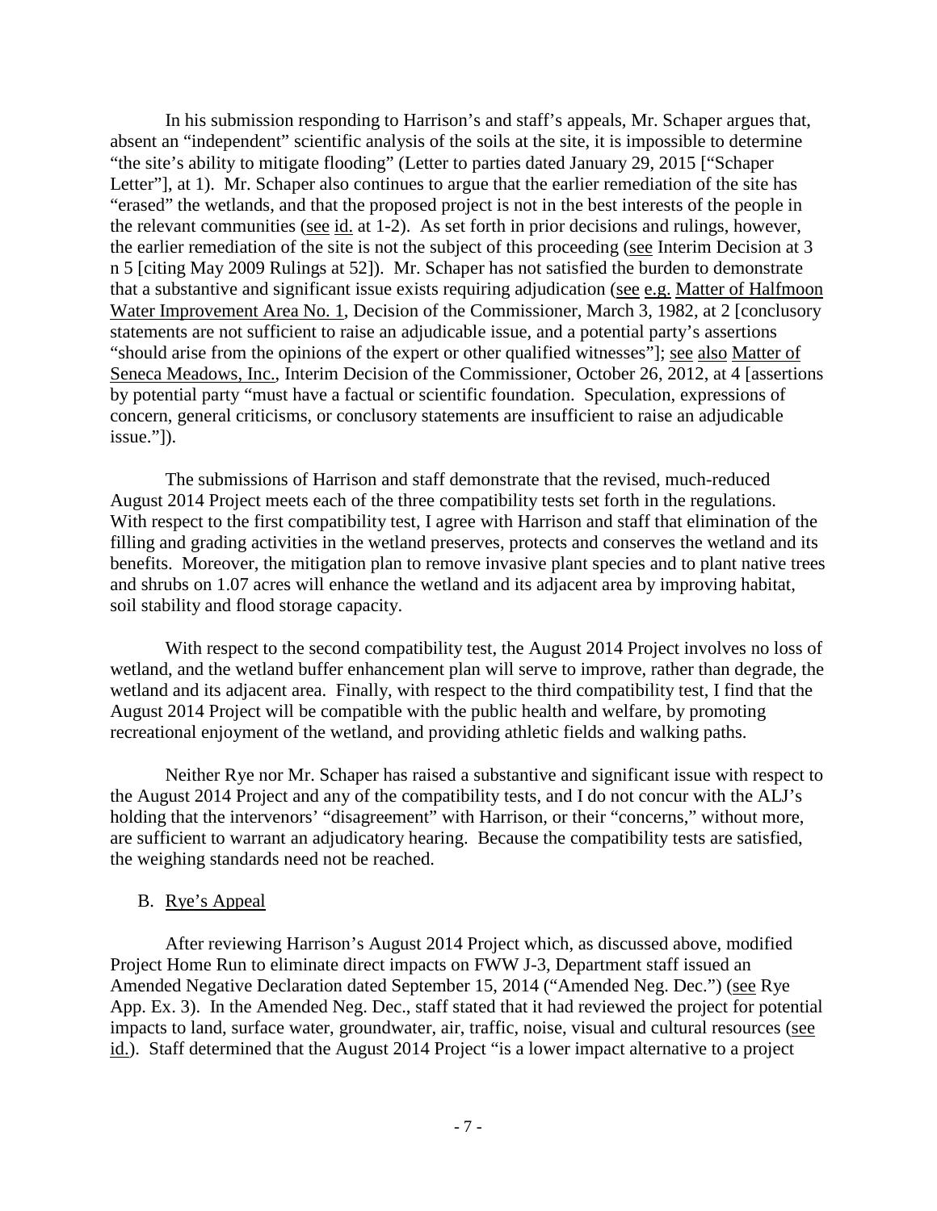In his submission responding to Harrison's and staff's appeals, Mr. Schaper argues that, absent an "independent" scientific analysis of the soils at the site, it is impossible to determine "the site's ability to mitigate flooding" (Letter to parties dated January 29, 2015 ["Schaper Letter"], at 1). Mr. Schaper also continues to argue that the earlier remediation of the site has "erased" the wetlands, and that the proposed project is not in the best interests of the people in the relevant communities (see id. at 1-2). As set forth in prior decisions and rulings, however, the earlier remediation of the site is not the subject of this proceeding (see Interim Decision at 3 n 5 [citing May 2009 Rulings at 52]). Mr. Schaper has not satisfied the burden to demonstrate that a substantive and significant issue exists requiring adjudication (see e.g. Matter of Halfmoon Water Improvement Area No. 1, Decision of the Commissioner, March 3, 1982, at 2 [conclusory statements are not sufficient to raise an adjudicable issue, and a potential party's assertions "should arise from the opinions of the expert or other qualified witnesses"]; see also Matter of Seneca Meadows, Inc., Interim Decision of the Commissioner, October 26, 2012, at 4 [assertions by potential party "must have a factual or scientific foundation. Speculation, expressions of concern, general criticisms, or conclusory statements are insufficient to raise an adjudicable issue."]).

The submissions of Harrison and staff demonstrate that the revised, much-reduced August 2014 Project meets each of the three compatibility tests set forth in the regulations. With respect to the first compatibility test, I agree with Harrison and staff that elimination of the filling and grading activities in the wetland preserves, protects and conserves the wetland and its benefits. Moreover, the mitigation plan to remove invasive plant species and to plant native trees and shrubs on 1.07 acres will enhance the wetland and its adjacent area by improving habitat, soil stability and flood storage capacity.

With respect to the second compatibility test, the August 2014 Project involves no loss of wetland, and the wetland buffer enhancement plan will serve to improve, rather than degrade, the wetland and its adjacent area. Finally, with respect to the third compatibility test, I find that the August 2014 Project will be compatible with the public health and welfare, by promoting recreational enjoyment of the wetland, and providing athletic fields and walking paths.

Neither Rye nor Mr. Schaper has raised a substantive and significant issue with respect to the August 2014 Project and any of the compatibility tests, and I do not concur with the ALJ's holding that the intervenors' "disagreement" with Harrison, or their "concerns," without more, are sufficient to warrant an adjudicatory hearing. Because the compatibility tests are satisfied, the weighing standards need not be reached.

### B. Rye's Appeal

After reviewing Harrison's August 2014 Project which, as discussed above, modified Project Home Run to eliminate direct impacts on FWW J-3, Department staff issued an Amended Negative Declaration dated September 15, 2014 ("Amended Neg. Dec.") (see Rye App. Ex. 3). In the Amended Neg. Dec., staff stated that it had reviewed the project for potential impacts to land, surface water, groundwater, air, traffic, noise, visual and cultural resources (see id.). Staff determined that the August 2014 Project "is a lower impact alternative to a project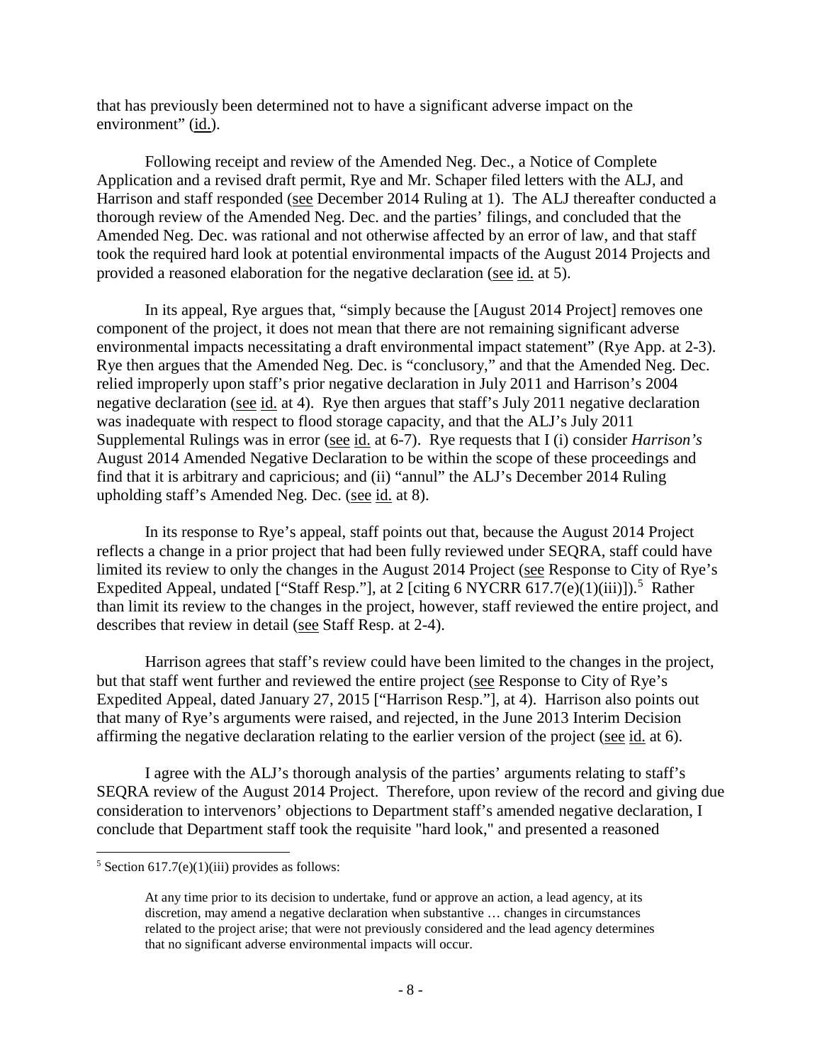that has previously been determined not to have a significant adverse impact on the environment" (id.).

Following receipt and review of the Amended Neg. Dec., a Notice of Complete Application and a revised draft permit, Rye and Mr. Schaper filed letters with the ALJ, and Harrison and staff responded (see December 2014 Ruling at 1). The ALJ thereafter conducted a thorough review of the Amended Neg. Dec. and the parties' filings, and concluded that the Amended Neg. Dec. was rational and not otherwise affected by an error of law, and that staff took the required hard look at potential environmental impacts of the August 2014 Projects and provided a reasoned elaboration for the negative declaration (see id. at 5).

In its appeal, Rye argues that, "simply because the [August 2014 Project] removes one component of the project, it does not mean that there are not remaining significant adverse environmental impacts necessitating a draft environmental impact statement" (Rye App. at 2-3). Rye then argues that the Amended Neg. Dec. is "conclusory," and that the Amended Neg. Dec. relied improperly upon staff's prior negative declaration in July 2011 and Harrison's 2004 negative declaration (see id. at 4). Rye then argues that staff's July 2011 negative declaration was inadequate with respect to flood storage capacity, and that the ALJ's July 2011 Supplemental Rulings was in error (see id. at 6-7). Rye requests that I (i) consider *Harrison's* August 2014 Amended Negative Declaration to be within the scope of these proceedings and find that it is arbitrary and capricious; and (ii) "annul" the ALJ's December 2014 Ruling upholding staff's Amended Neg. Dec. (see id. at 8).

In its response to Rye's appeal, staff points out that, because the August 2014 Project reflects a change in a prior project that had been fully reviewed under SEQRA, staff could have limited its review to only the changes in the August 2014 Project (see Response to City of Rye's Expedited Appeal, undated ["Staff Resp."], at 2 [citing 6 NYCRR 617.7(e)(1)(iii)]).[5] Rather than limit its review to the changes in the project, however, staff reviewed the entire project, and describes that review in detail (see Staff Resp. at 2-4).

Harrison agrees that staff's review could have been limited to the changes in the project, but that staff went further and reviewed the entire project (see Response to City of Rye's Expedited Appeal, dated January 27, 2015 ["Harrison Resp."], at 4). Harrison also points out that many of Rye's arguments were raised, and rejected, in the June 2013 Interim Decision affirming the negative declaration relating to the earlier version of the project (see id. at 6).

I agree with the ALJ's thorough analysis of the parties' arguments relating to staff's SEQRA review of the August 2014 Project. Therefore, upon review of the record and giving due consideration to intervenors' objections to Department staff's amended negative declaration, I conclude that Department staff took the requisite "hard look," and presented a reasoned

---

[5] Section 617.7(e)(1)(iii) provides as follows:

> At any time prior to its decision to undertake, fund or approve an action, a lead agency, at its discretion, may amend a negative declaration when substantive … changes in circumstances related to the project arise; that were not previously considered and the lead agency determines that no significant adverse environmental impacts will occur.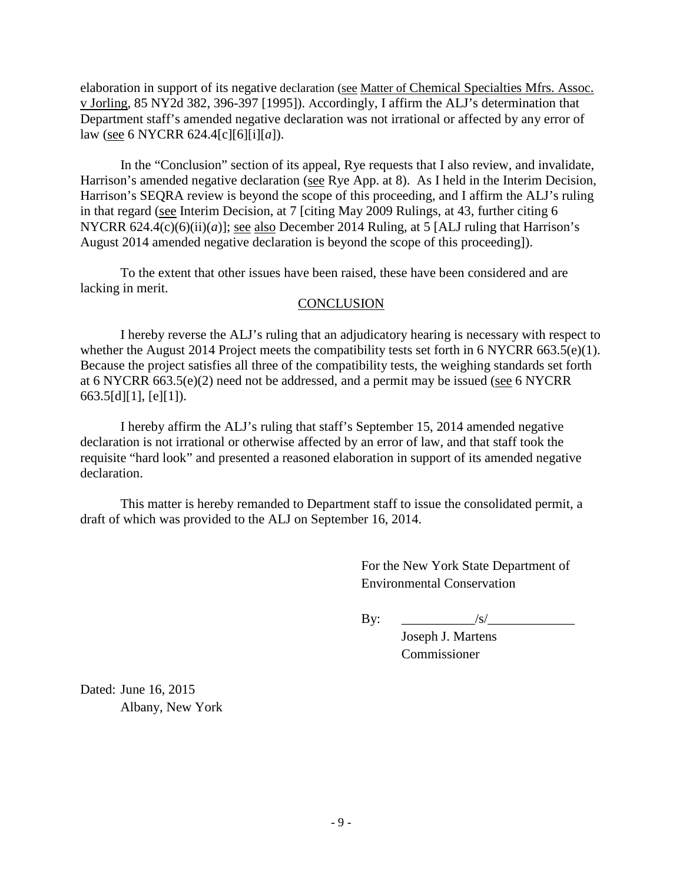elaboration in support of its negative declaration (see Matter of Chemical Specialties Mfrs. Assoc. v Jorling, 85 NY2d 382, 396-397 [1995]). Accordingly, I affirm the ALJ's determination that Department staff's amended negative declaration was not irrational or affected by any error of law (see 6 NYCRR 624.4[c][6][i][*a*]).

In the "Conclusion" section of its appeal, Rye requests that I also review, and invalidate, Harrison's amended negative declaration (see Rye App. at 8). As I held in the Interim Decision, Harrison's SEQRA review is beyond the scope of this proceeding, and I affirm the ALJ's ruling in that regard (see Interim Decision, at 7 [citing May 2009 Rulings, at 43, further citing 6 NYCRR 624.4(c)(6)(ii)(*a*)]; see also December 2014 Ruling, at 5 [ALJ ruling that Harrison's August 2014 amended negative declaration is beyond the scope of this proceeding]).

To the extent that other issues have been raised, these have been considered and are lacking in merit.

## CONCLUSION

I hereby reverse the ALJ's ruling that an adjudicatory hearing is necessary with respect to whether the August 2014 Project meets the compatibility tests set forth in 6 NYCRR 663.5(e)(1). Because the project satisfies all three of the compatibility tests, the weighing standards set forth at 6 NYCRR 663.5(e)(2) need not be addressed, and a permit may be issued (see 6 NYCRR 663.5[d][1], [e][1]).

I hereby affirm the ALJ's ruling that staff's September 15, 2014 amended negative declaration is not irrational or otherwise affected by an error of law, and that staff took the requisite "hard look" and presented a reasoned elaboration in support of its amended negative declaration.

This matter is hereby remanded to Department staff to issue the consolidated permit, a draft of which was provided to the ALJ on September 16, 2014.

For the New York State Department of Environmental Conservation

By: ___________/s/_____________
Joseph J. Martens
Commissioner

Dated: June 16, 2015
Albany, New York